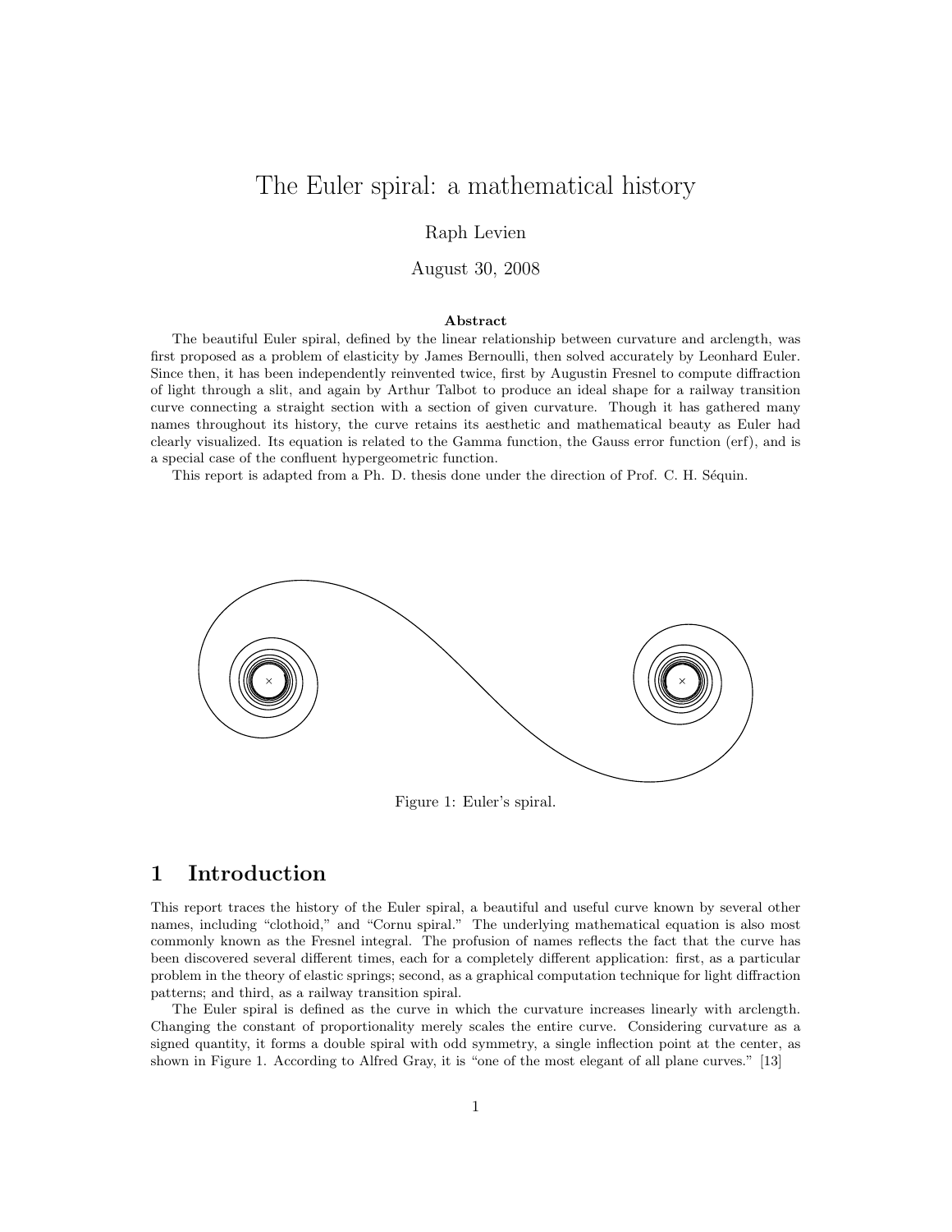# The Euler spiral: a mathematical history

Raph Levien

August 30, 2008

**Abstract**

The beautiful Euler spiral, defined by the linear relationship between curvature and arclength, was first proposed as a problem of elasticity by James Bernoulli, then solved accurately by Leonhard Euler. Since then, it has been independently reinvented twice, first by Augustin Fresnel to compute diffraction of light through a slit, and again by Arthur Talbot to produce an ideal shape for a railway transition curve connecting a straight section with a section of given curvature. Though it has gathered many names throughout its history, the curve retains its aesthetic and mathematical beauty as Euler had clearly visualized. Its equation is related to the Gamma function, the Gauss error function (erf), and is a special case of the confluent hypergeometric function.

This report is adapted from a Ph. D. thesis done under the direction of Prof. C. H. Séquin.

Figure 1: Euler's spiral.

## 1 Introduction

This report traces the history of the Euler spiral, a beautiful and useful curve known by several other names, including "clothoid," and "Cornu spiral." The underlying mathematical equation is also most commonly known as the Fresnel integral. The profusion of names reflects the fact that the curve has been discovered several different times, each for a completely different application: first, as a particular problem in the theory of elastic springs; second, as a graphical computation technique for light diffraction patterns; and third, as a railway transition spiral.

The Euler spiral is defined as the curve in which the curvature increases linearly with arclength. Changing the constant of proportionality merely scales the entire curve. Considering curvature as a signed quantity, it forms a double spiral with odd symmetry, a single inflection point at the center, as shown in Figure 1. According to Alfred Gray, it is "one of the most elegant of all plane curves." [13]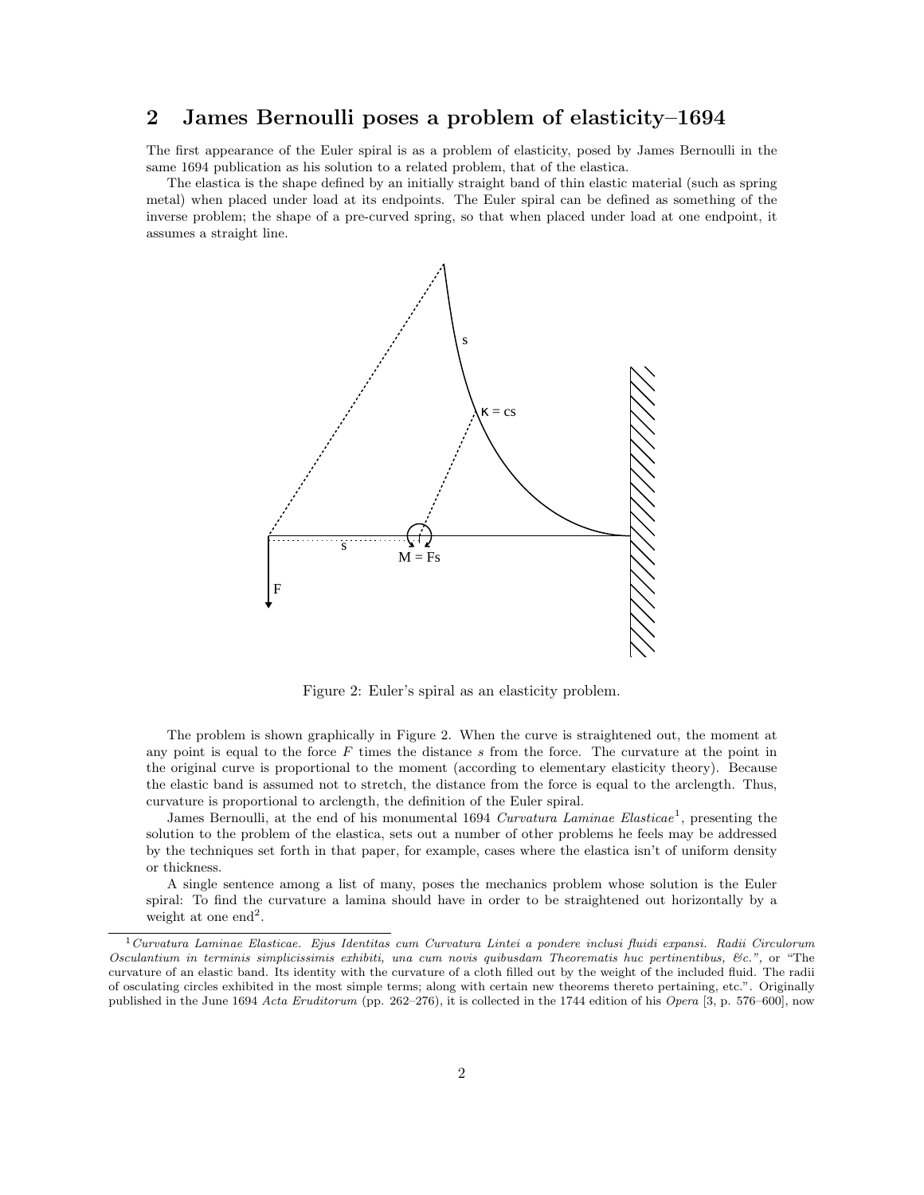## 2 James Bernoulli poses a problem of elasticity–1694

The first appearance of the Euler spiral is as a problem of elasticity, posed by James Bernoulli in the same 1694 publication as his solution to a related problem, that of the elastica.

The elastica is the shape defined by an initially straight band of thin elastic material (such as spring metal) when placed under load at its endpoints. The Euler spiral can be defined as something of the inverse problem; the shape of a pre-curved spring, so that when placed under load at one endpoint, it assumes a straight line.

Figure 2: Euler's spiral as an elasticity problem.

The problem is shown graphically in Figure 2. When the curve is straightened out, the moment at any point is equal to the force $F$ times the distance $s$ from the force. The curvature at the point in the original curve is proportional to the moment (according to elementary elasticity theory). Because the elastic band is assumed not to stretch, the distance from the force is equal to the arclength. Thus, curvature is proportional to arclength, the definition of the Euler spiral.

James Bernoulli, at the end of his monumental 1694 *Curvatura Laminae Elasticae*[1], presenting the solution to the problem of the elastica, sets out a number of other problems he feels may be addressed by the techniques set forth in that paper, for example, cases where the elastica isn't of uniform density or thickness.

A single sentence among a list of many, poses the mechanics problem whose solution is the Euler spiral: To find the curvature a lamina should have in order to be straightened out horizontally by a weight at one end[2].

---

[1] *Curvatura Laminae Elasticae. Ejus Identitas cum Curvatura Lintei a pondere inclusi fluidi expansi. Radii Circulorum Osculantium in terminis simplicissimis exhibiti, una cum novis quibusdam Theorematis huc pertinentibus, &c.",* or "The curvature of an elastic band. Its identity with the curvature of a cloth filled out by the weight of the included fluid. The radii of osculating circles exhibited in the most simple terms; along with certain new theorems thereto pertaining, etc.". Originally published in the June 1694 *Acta Eruditorum* (pp. 262–276), it is collected in the 1744 edition of his *Opera* [3, p. 576–600], now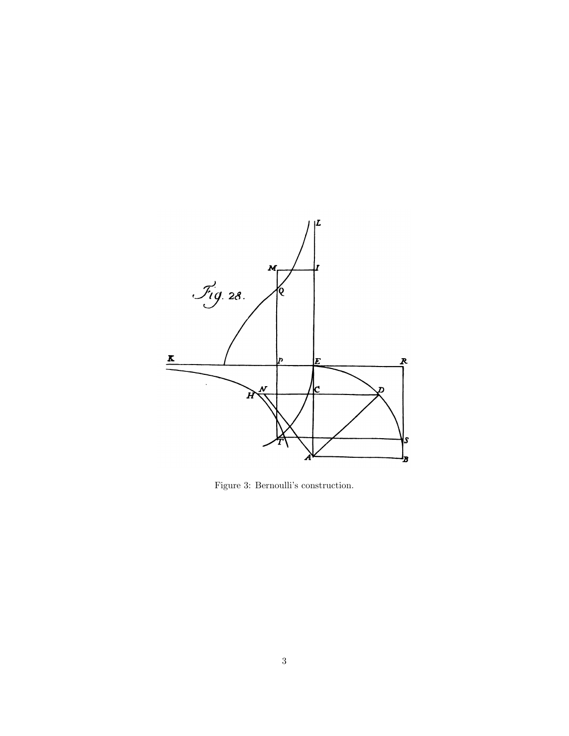Figure 3: Bernoulli's construction.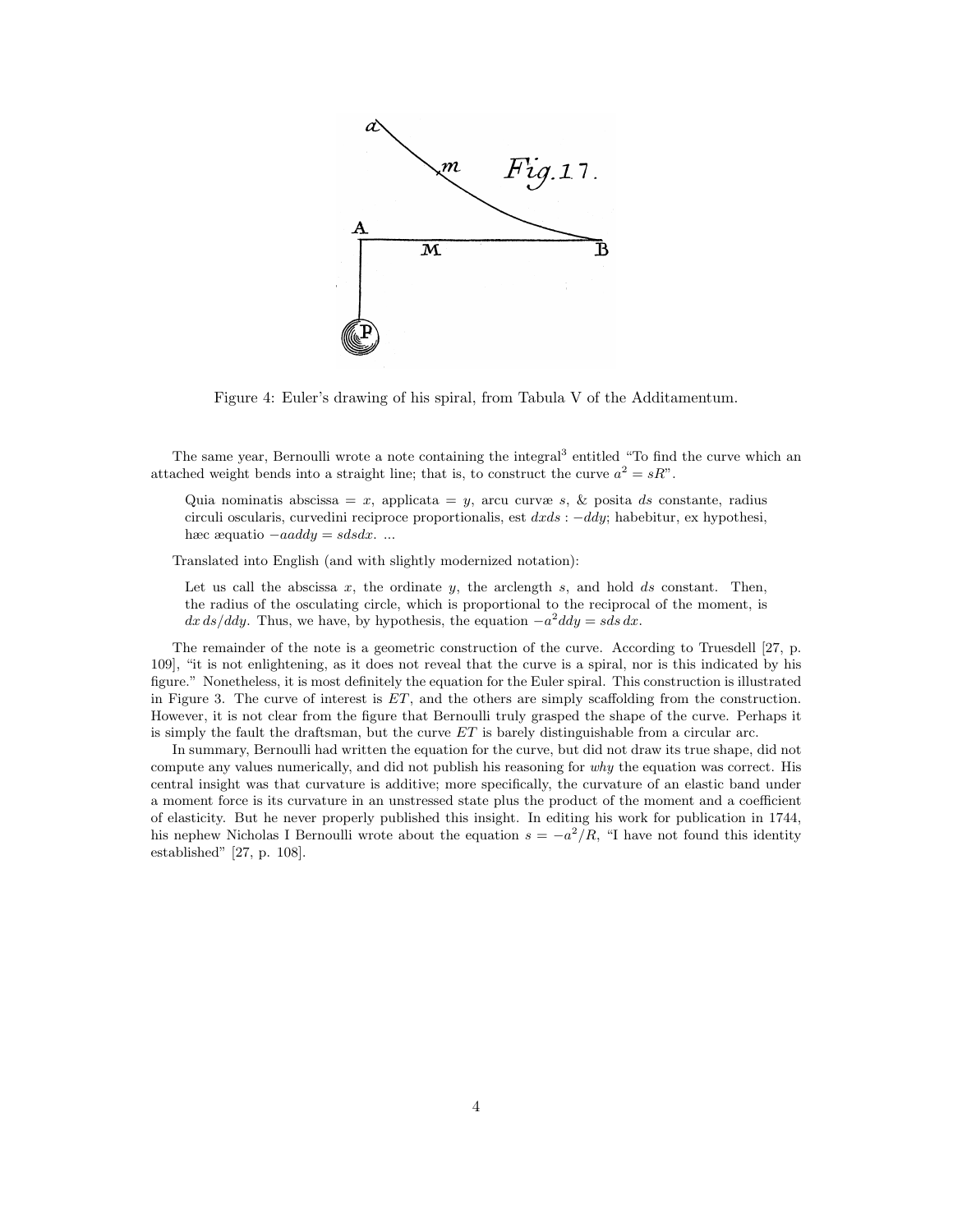Figure 4: Euler's drawing of his spiral, from Tabula V of the Additamentum.

The same year, Bernoulli wrote a note containing the integral[3] entitled "To find the curve which an attached weight bends into a straight line; that is, to construct the curve $a^2 = sR$".

> Quia nominatis abscissa = $x$, applicata = $y$, arcu curvæ $s$, & posita $ds$ constante, radius circuli oscularis, curvedini reciproce proportionalis, est $dxds : -ddy$; habebitur, ex hypothesi, hæc æquatio $-aaddy = sdsdx$. ...

Translated into English (and with slightly modernized notation):

> Let us call the abscissa $x$, the ordinate $y$, the arclength $s$, and hold $ds$ constant. Then, the radius of the osculating circle, which is proportional to the reciprocal of the moment, is $dx\,ds/ddy$. Thus, we have, by hypothesis, the equation $-a^2 ddy = s ds\, dx$.

The remainder of the note is a geometric construction of the curve. According to Truesdell [27, p. 109], "it is not enlightening, as it does not reveal that the curve is a spiral, nor is this indicated by his figure." Nonetheless, it is most definitely the equation for the Euler spiral. This construction is illustrated in Figure 3. The curve of interest is $ET$, and the others are simply scaffolding from the construction. However, it is not clear from the figure that Bernoulli truly grasped the shape of the curve. Perhaps it is simply the fault the draftsman, but the curve $ET$ is barely distinguishable from a circular arc.

In summary, Bernoulli had written the equation for the curve, but did not draw its true shape, did not compute any values numerically, and did not publish his reasoning for *why* the equation was correct. His central insight was that curvature is additive; more specifically, the curvature of an elastic band under a moment force is its curvature in an unstressed state plus the product of the moment and a coefficient of elasticity. But he never properly published this insight. In editing his work for publication in 1744, his nephew Nicholas I Bernoulli wrote about the equation $s = -a^2/R$, "I have not found this identity established" [27, p. 108].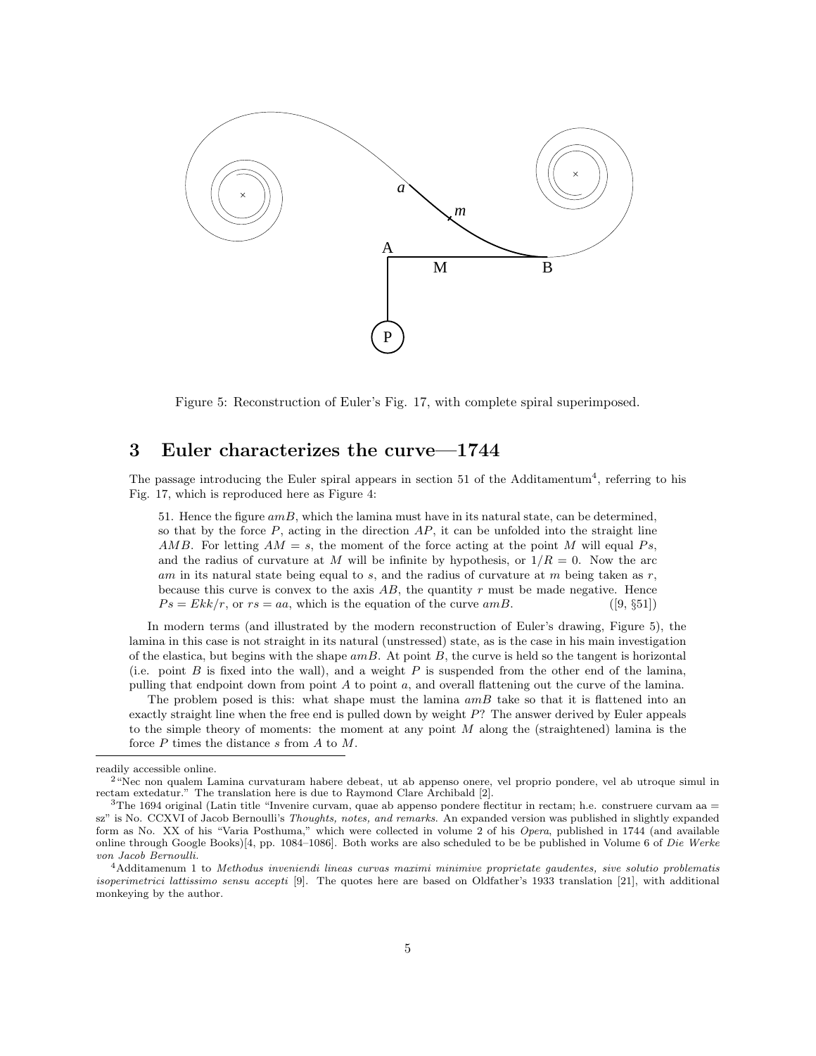Figure 5: Reconstruction of Euler's Fig. 17, with complete spiral superimposed.

## 3 Euler characterizes the curve—1744

The passage introducing the Euler spiral appears in section 51 of the Additamentum[4], referring to his Fig. 17, which is reproduced here as Figure 4:

> 51. Hence the figure $amB$, which the lamina must have in its natural state, can be determined, so that by the force $P$, acting in the direction $AP$, it can be unfolded into the straight line $AMB$. For letting $AM = s$, the moment of the force acting at the point $M$ will equal $Ps$, and the radius of curvature at $M$ will be infinite by hypothesis, or $1/R = 0$. Now the arc $am$ in its natural state being equal to $s$, and the radius of curvature at $m$ being taken as $r$, because this curve is convex to the axis $AB$, the quantity $r$ must be made negative. Hence $Ps = Ekk/r$, or $rs = aa$, which is the equation of the curve $amB$. ([9, §51])

In modern terms (and illustrated by the modern reconstruction of Euler's drawing, Figure 5), the lamina in this case is not straight in its natural (unstressed) state, as is the case in his main investigation of the elastica, but begins with the shape $amB$. At point $B$, the curve is held so the tangent is horizontal (i.e. point $B$ is fixed into the wall), and a weight $P$ is suspended from the other end of the lamina, pulling that endpoint down from point $A$ to point $a$, and overall flattening out the curve of the lamina.

The problem posed is this: what shape must the lamina $amB$ take so that it is flattened into an exactly straight line when the free end is pulled down by weight $P$? The answer derived by Euler appeals to the simple theory of moments: the moment at any point $M$ along the (straightened) lamina is the force $P$ times the distance $s$ from $A$ to $M$.

---

readily accessible online.

[2] "Nec non qualem Lamina curvaturam habere debeat, ut ab appenso onere, vel proprio pondere, vel ab utroque simul in rectam extedatur." The translation here is due to Raymond Clare Archibald [2].

[3] The 1694 original (Latin title "Invenire curvam, quae ab appenso pondere flectitur in rectam; h.e. construere curvam aa = sz" is No. CCXVI of Jacob Bernoulli's *Thoughts, notes, and remarks*. An expanded version was published in slightly expanded form as No. XX of his "Varia Posthuma," which were collected in volume 2 of his *Opera*, published in 1744 (and available online through Google Books)[4, pp. 1084–1086]. Both works are also scheduled to be be published in Volume 6 of *Die Werke von Jacob Bernoulli*.

[4] Additamenum 1 to *Methodus inveniendi lineas curvas maximi minimive proprietate gaudentes, sive solutio problematis isoperimetrici lattissimo sensu accepti* [9]. The quotes here are based on Oldfather's 1933 translation [21], with additional monkeying by the author.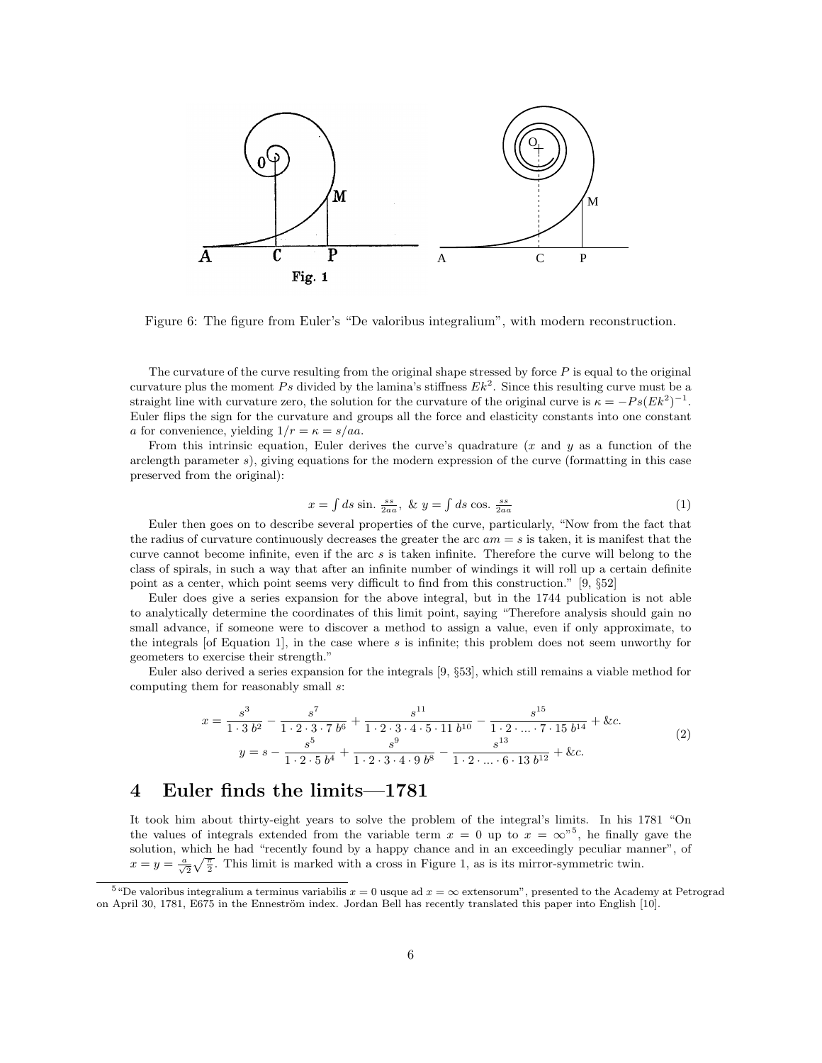Figure 6: The figure from Euler's "De valoribus integralium", with modern reconstruction.

The curvature of the curve resulting from the original shape stressed by force $P$ is equal to the original curvature plus the moment $Ps$ divided by the lamina's stiffness $Ek^2$. Since this resulting curve must be a straight line with curvature zero, the solution for the curvature of the original curve is $\kappa = -Ps(Ek^2)^{-1}$. Euler flips the sign for the curvature and groups all the force and elasticity constants into one constant $a$ for convenience, yielding $1/r = \kappa = s/aa$.

From this intrinsic equation, Euler derives the curve's quadrature ($x$ and $y$ as a function of the arclength parameter $s$), giving equations for the modern expression of the curve (formatting in this case preserved from the original):

$$x = \int ds \sin. \tfrac{ss}{2aa}, \ \& \ y = \int ds \cos. \tfrac{ss}{2aa} \tag{1}$$

Euler then goes on to describe several properties of the curve, particularly, "Now from the fact that the radius of curvature continuously decreases the greater the arc $am = s$ is taken, it is manifest that the curve cannot become infinite, even if the arc $s$ is taken infinite. Therefore the curve will belong to the class of spirals, in such a way that after an infinite number of windings it will roll up a certain definite point as a center, which point seems very difficult to find from this construction." [9, §52]

Euler does give a series expansion for the above integral, but in the 1744 publication is not able to analytically determine the coordinates of this limit point, saying "Therefore analysis should gain no small advance, if someone were to discover a method to assign a value, even if only approximate, to the integrals [of Equation 1], in the case where $s$ is infinite; this problem does not seem unworthy for geometers to exercise their strength."

Euler also derived a series expansion for the integrals [9, §53], which still remains a viable method for computing them for reasonably small $s$:

$$\begin{aligned} x &= \frac{s^3}{1 \cdot 3\, b^2} - \frac{s^7}{1 \cdot 2 \cdot 3 \cdot 7\, b^6} + \frac{s^{11}}{1 \cdot 2 \cdot 3 \cdot 4 \cdot 5 \cdot 11\, b^{10}} - \frac{s^{15}}{1 \cdot 2 \cdot \ldots \cdot 7 \cdot 15\, b^{14}} + \&c. \\ y &= s - \frac{s^5}{1 \cdot 2 \cdot 5\, b^4} + \frac{s^9}{1 \cdot 2 \cdot 3 \cdot 4 \cdot 9\, b^8} - \frac{s^{13}}{1 \cdot 2 \cdot \ldots \cdot 6 \cdot 13\, b^{12}} + \&c. \end{aligned} \tag{2}$$

## 4 Euler finds the limits—1781

It took him about thirty-eight years to solve the problem of the integral's limits. In his 1781 "On the values of integrals extended from the variable term $x = 0$ up to $x = \infty$"[5], he finally gave the solution, which he had "recently found by a happy chance and in an exceedingly peculiar manner", of $x = y = \frac{a}{\sqrt{2}}\sqrt{\frac{\pi}{2}}$. This limit is marked with a cross in Figure 1, as is its mirror-symmetric twin.

[5] "De valoribus integralium a terminus variabilis $x = 0$ usque ad $x = \infty$ extensorum", presented to the Academy at Petrograd on April 30, 1781, E675 in the Enneström index. Jordan Bell has recently translated this paper into English [10].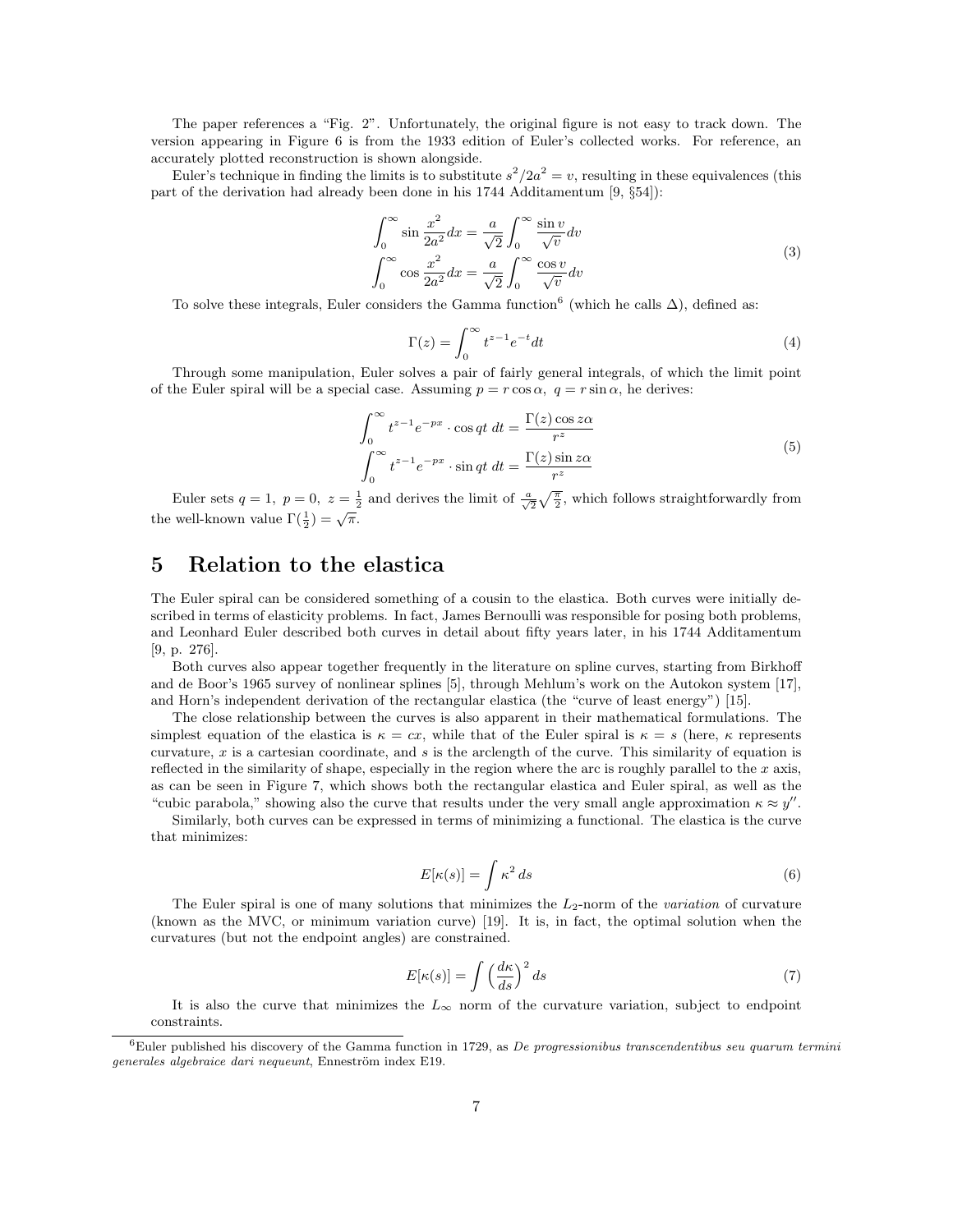The paper references a "Fig. 2". Unfortunately, the original figure is not easy to track down. The version appearing in Figure 6 is from the 1933 edition of Euler's collected works. For reference, an accurately plotted reconstruction is shown alongside.

Euler's technique in finding the limits is to substitute $s^2/2a^2 = v$, resulting in these equivalences (this part of the derivation had already been done in his 1744 Additamentum [9, §54]):

$$\begin{aligned}
\int_0^\infty \sin\frac{x^2}{2a^2}dx &= \frac{a}{\sqrt{2}}\int_0^\infty \frac{\sin v}{\sqrt{v}}dv \\
\int_0^\infty \cos\frac{x^2}{2a^2}dx &= \frac{a}{\sqrt{2}}\int_0^\infty \frac{\cos v}{\sqrt{v}}dv
\end{aligned} \tag{3}$$

To solve these integrals, Euler considers the Gamma function[6] (which he calls $\Delta$), defined as:

$$\Gamma(z) = \int_0^\infty t^{z-1}e^{-t}dt \tag{4}$$

Through some manipulation, Euler solves a pair of fairly general integrals, of which the limit point of the Euler spiral will be a special case. Assuming $p = r\cos\alpha,\ q = r\sin\alpha$, he derives:

$$\begin{aligned}
\int_0^\infty t^{z-1}e^{-px}\cdot\cos qt\ dt &= \frac{\Gamma(z)\cos z\alpha}{r^z} \\
\int_0^\infty t^{z-1}e^{-px}\cdot\sin qt\ dt &= \frac{\Gamma(z)\sin z\alpha}{r^z}
\end{aligned} \tag{5}$$

Euler sets $q = 1,\ p = 0,\ z = \frac{1}{2}$ and derives the limit of $\frac{a}{\sqrt{2}}\sqrt{\frac{\pi}{2}}$, which follows straightforwardly from the well-known value $\Gamma(\frac{1}{2}) = \sqrt{\pi}$.

## 5 Relation to the elastica

The Euler spiral can be considered something of a cousin to the elastica. Both curves were initially described in terms of elasticity problems. In fact, James Bernoulli was responsible for posing both problems, and Leonhard Euler described both curves in detail about fifty years later, in his 1744 Additamentum [9, p. 276].

Both curves also appear together frequently in the literature on spline curves, starting from Birkhoff and de Boor's 1965 survey of nonlinear splines [5], through Mehlum's work on the Autokon system [17], and Horn's independent derivation of the rectangular elastica (the "curve of least energy") [15].

The close relationship between the curves is also apparent in their mathematical formulations. The simplest equation of the elastica is $\kappa = cx$, while that of the Euler spiral is $\kappa = s$ (here, $\kappa$ represents curvature, $x$ is a cartesian coordinate, and $s$ is the arclength of the curve. This similarity of equation is reflected in the similarity of shape, especially in the region where the arc is roughly parallel to the $x$ axis, as can be seen in Figure 7, which shows both the rectangular elastica and Euler spiral, as well as the "cubic parabola," showing also the curve that results under the very small angle approximation $\kappa \approx y''$.

Similarly, both curves can be expressed in terms of minimizing a functional. The elastica is the curve that minimizes:

$$E[\kappa(s)] = \int \kappa^2\, ds \tag{6}$$

The Euler spiral is one of many solutions that minimizes the $L_2$-norm of the *variation* of curvature (known as the MVC, or minimum variation curve) [19]. It is, in fact, the optimal solution when the curvatures (but not the endpoint angles) are constrained.

$$E[\kappa(s)] = \int \left(\frac{d\kappa}{ds}\right)^2 ds \tag{7}$$

It is also the curve that minimizes the $L_\infty$ norm of the curvature variation, subject to endpoint constraints.

[6] Euler published his discovery of the Gamma function in 1729, as *De progressionibus transcendentibus seu quarum termini generales algebraice dari nequeunt*, Eneström index E19.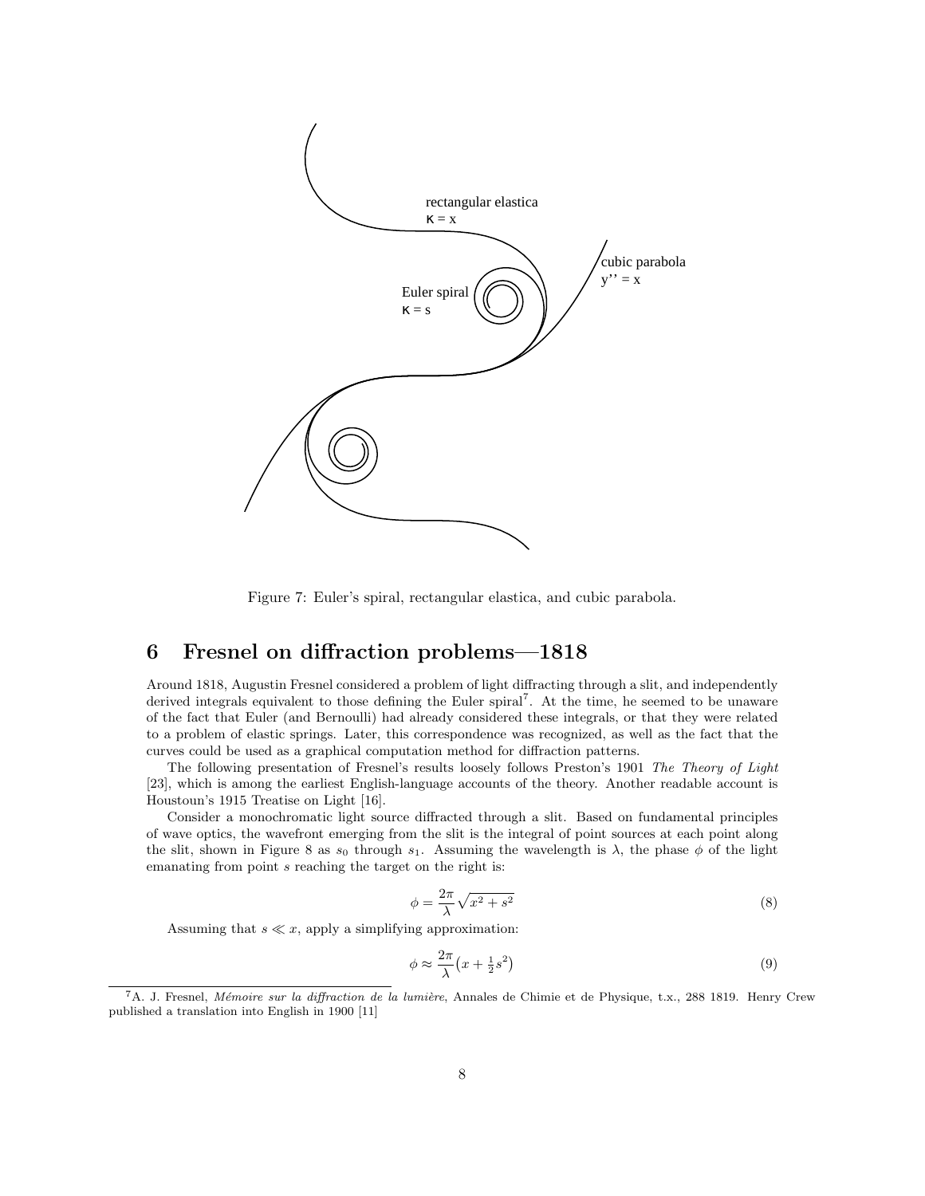Figure 7: Euler's spiral, rectangular elastica, and cubic parabola.

## 6 Fresnel on diffraction problems—1818

Around 1818, Augustin Fresnel considered a problem of light diffracting through a slit, and independently derived integrals equivalent to those defining the Euler spiral[7]. At the time, he seemed to be unaware of the fact that Euler (and Bernoulli) had already considered these integrals, or that they were related to a problem of elastic springs. Later, this correspondence was recognized, as well as the fact that the curves could be used as a graphical computation method for diffraction patterns.

The following presentation of Fresnel's results loosely follows Preston's 1901 *The Theory of Light* [23], which is among the earliest English-language accounts of the theory. Another readable account is Houstoun's 1915 Treatise on Light [16].

Consider a monochromatic light source diffracted through a slit. Based on fundamental principles of wave optics, the wavefront emerging from the slit is the integral of point sources at each point along the slit, shown in Figure 8 as $s_0$ through $s_1$. Assuming the wavelength is $\lambda$, the phase $\phi$ of the light emanating from point $s$ reaching the target on the right is:

$$\phi = \frac{2\pi}{\lambda}\sqrt{x^2 + s^2} \tag{8}$$

Assuming that $s \ll x$, apply a simplifying approximation:

$$\phi \approx \frac{2\pi}{\lambda}\left(x + \tfrac{1}{2}s^2\right) \tag{9}$$

[7] A. J. Fresnel, *Mémoire sur la diffraction de la lumière*, Annales de Chimie et de Physique, t.x., 288 1819. Henry Crew published a translation into English in 1900 [11]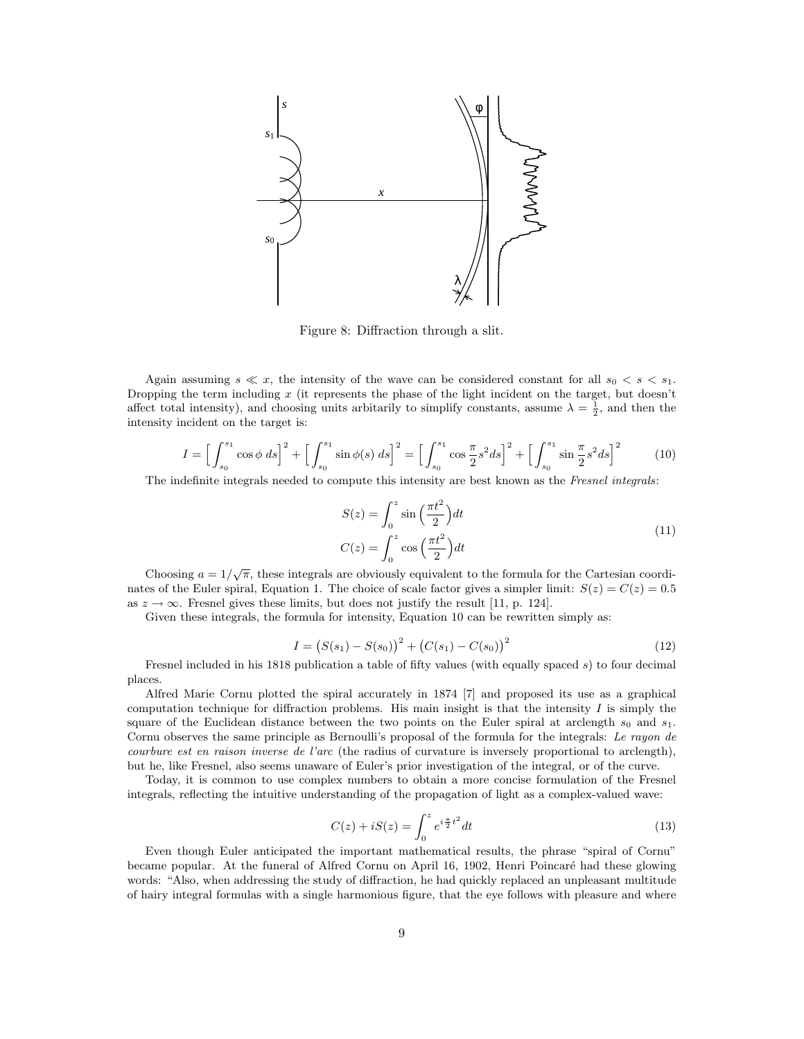Figure 8: Diffraction through a slit.

Again assuming $s \ll x$, the intensity of the wave can be considered constant for all $s_0 < s < s_1$. Dropping the term including $x$ (it represents the phase of the light incident on the target, but doesn't affect total intensity), and choosing units arbitarily to simplify constants, assume $\lambda = \frac{1}{2}$, and then the intensity incident on the target is:

$$I = \Big[\int_{s_0}^{s_1} \cos\phi \; ds\Big]^2 + \Big[\int_{s_0}^{s_1} \sin\phi(s) \; ds\Big]^2 = \Big[\int_{s_0}^{s_1} \cos\frac{\pi}{2}s^2 ds\Big]^2 + \Big[\int_{s_0}^{s_1} \sin\frac{\pi}{2}s^2 ds\Big]^2 \tag{10}$$

The indefinite integrals needed to compute this intensity are best known as the *Fresnel integrals*:

$$\begin{aligned} S(z) &= \int_0^z \sin\Big(\frac{\pi t^2}{2}\Big) dt \\ C(z) &= \int_0^z \cos\Big(\frac{\pi t^2}{2}\Big) dt \end{aligned} \tag{11}$$

Choosing $a = 1/\sqrt{\pi}$, these integrals are obviously equivalent to the formula for the Cartesian coordinates of the Euler spiral, Equation 1. The choice of scale factor gives a simpler limit: $S(z) = C(z) = 0.5$ as $z \to \infty$. Fresnel gives these limits, but does not justify the result [11, p. 124].

Given these integrals, the formula for intensity, Equation 10 can be rewritten simply as:

$$I = \big(S(s_1) - S(s_0)\big)^2 + \big(C(s_1) - C(s_0)\big)^2 \tag{12}$$

Fresnel included in his 1818 publication a table of fifty values (with equally spaced $s$) to four decimal places.

Alfred Marie Cornu plotted the spiral accurately in 1874 [7] and proposed its use as a graphical computation technique for diffraction problems. His main insight is that the intensity $I$ is simply the square of the Euclidean distance between the two points on the Euler spiral at arclength $s_0$ and $s_1$. Cornu observes the same principle as Bernoulli's proposal of the formula for the integrals: *Le rayon de courbure est en raison inverse de l'arc* (the radius of curvature is inversely proportional to arclength), but he, like Fresnel, also seems unaware of Euler's prior investigation of the integral, or of the curve.

Today, it is common to use complex numbers to obtain a more concise formulation of the Fresnel integrals, reflecting the intuitive understanding of the propagation of light as a complex-valued wave:

$$C(z) + iS(z) = \int_0^z e^{i\frac{\pi}{2}t^2} dt \tag{13}$$

Even though Euler anticipated the important mathematical results, the phrase "spiral of Cornu" became popular. At the funeral of Alfred Cornu on April 16, 1902, Henri Poincaré had these glowing words: "Also, when addressing the study of diffraction, he had quickly replaced an unpleasant multitude of hairy integral formulas with a single harmonious figure, that the eye follows with pleasure and where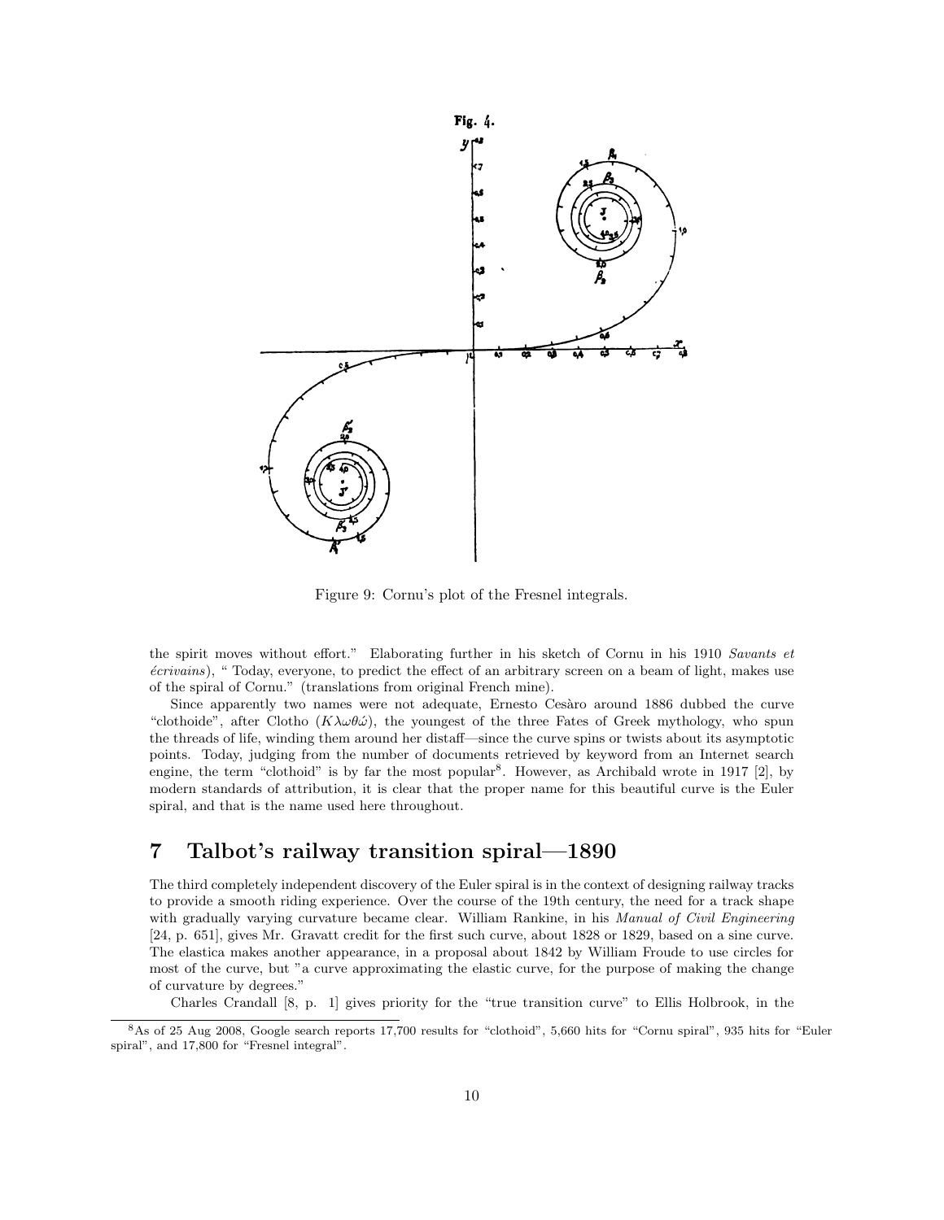Figure 9: Cornu's plot of the Fresnel integrals.

the spirit moves without effort." Elaborating further in his sketch of Cornu in his 1910 *Savants et écrivains*), " Today, everyone, to predict the effect of an arbitrary screen on a beam of light, makes use of the spiral of Cornu." (translations from original French mine).

Since apparently two names were not adequate, Ernesto Cesàro around 1886 dubbed the curve "clothoide", after Clotho ($K\lambda\omega\theta\acute{\omega}$), the youngest of the three Fates of Greek mythology, who spun the threads of life, winding them around her distaff—since the curve spins or twists about its asymptotic points. Today, judging from the number of documents retrieved by keyword from an Internet search engine, the term "clothoid" is by far the most popular[8]. However, as Archibald wrote in 1917 [2], by modern standards of attribution, it is clear that the proper name for this beautiful curve is the Euler spiral, and that is the name used here throughout.

## 7 Talbot's railway transition spiral—1890

The third completely independent discovery of the Euler spiral is in the context of designing railway tracks to provide a smooth riding experience. Over the course of the 19th century, the need for a track shape with gradually varying curvature became clear. William Rankine, in his *Manual of Civil Engineering* [24, p. 651], gives Mr. Gravatt credit for the first such curve, about 1828 or 1829, based on a sine curve. The elastica makes another appearance, in a proposal about 1842 by William Froude to use circles for most of the curve, but "a curve approximating the elastic curve, for the purpose of making the change of curvature by degrees."

Charles Crandall [8, p. 1] gives priority for the "true transition curve" to Ellis Holbrook, in the

[8]As of 25 Aug 2008, Google search reports 17,700 results for "clothoid", 5,660 hits for "Cornu spiral", 935 hits for "Euler spiral", and 17,800 for "Fresnel integral".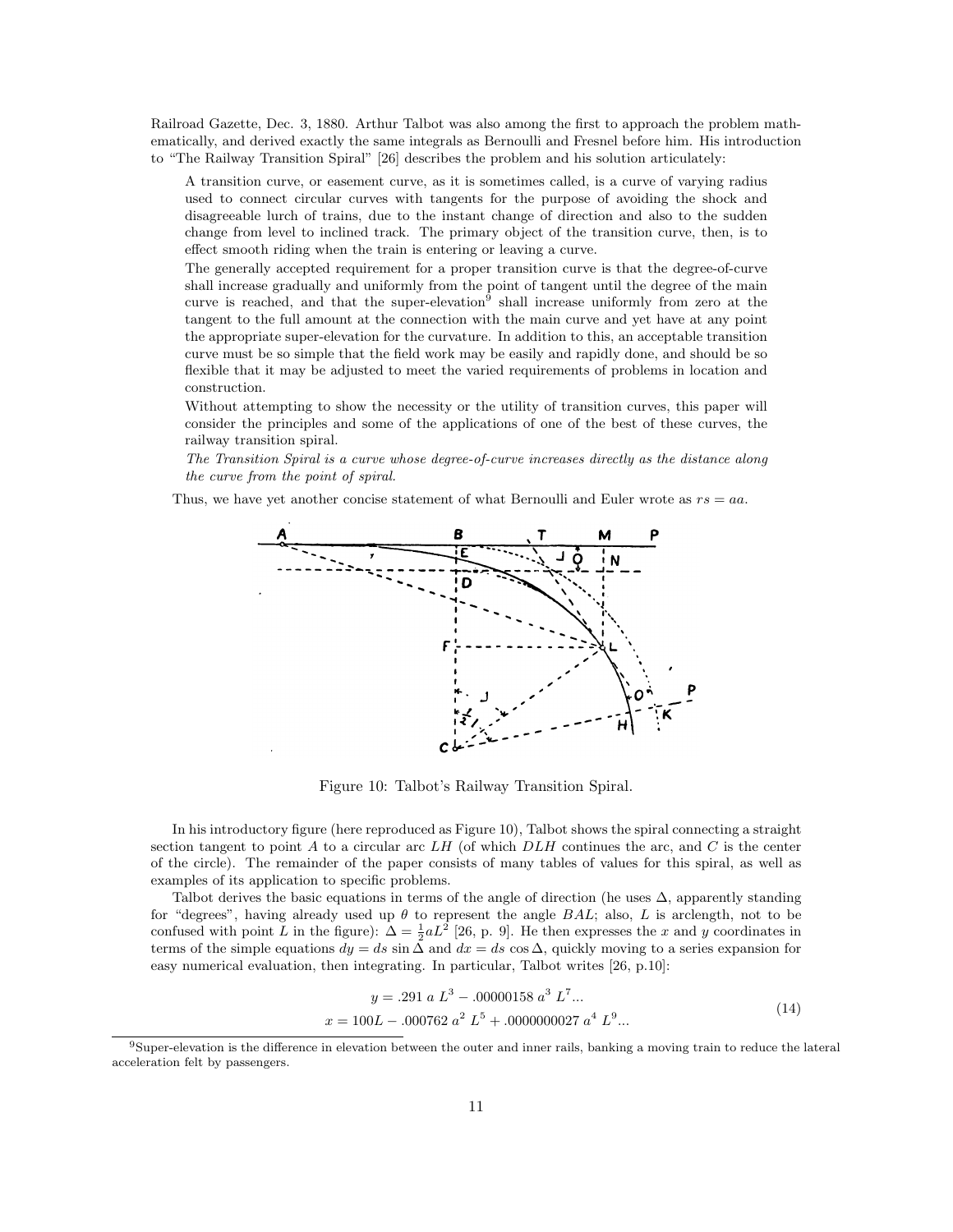Railroad Gazette, Dec. 3, 1880. Arthur Talbot was also among the first to approach the problem mathematically, and derived exactly the same integrals as Bernoulli and Fresnel before him. His introduction to "The Railway Transition Spiral" [26] describes the problem and his solution articulately:

> A transition curve, or easement curve, as it is sometimes called, is a curve of varying radius used to connect circular curves with tangents for the purpose of avoiding the shock and disagreeable lurch of trains, due to the instant change of direction and also to the sudden change from level to inclined track. The primary object of the transition curve, then, is to effect smooth riding when the train is entering or leaving a curve.
>
> The generally accepted requirement for a proper transition curve is that the degree-of-curve shall increase gradually and uniformly from the point of tangent until the degree of the main curve is reached, and that the super-elevation[9] shall increase uniformly from zero at the tangent to the full amount at the connection with the main curve and yet have at any point the appropriate super-elevation for the curvature. In addition to this, an acceptable transition curve must be so simple that the field work may be easily and rapidly done, and should be so flexible that it may be adjusted to meet the varied requirements of problems in location and construction.
>
> Without attempting to show the necessity or the utility of transition curves, this paper will consider the principles and some of the applications of one of the best of these curves, the railway transition spiral.
>
> *The Transition Spiral is a curve whose degree-of-curve increases directly as the distance along the curve from the point of spiral.*

Thus, we have yet another concise statement of what Bernoulli and Euler wrote as $rs = aa$.

Figure 10: Talbot's Railway Transition Spiral.

In his introductory figure (here reproduced as Figure 10), Talbot shows the spiral connecting a straight section tangent to point $A$ to a circular arc $LH$ (of which $DLH$ continues the arc, and $C$ is the center of the circle). The remainder of the paper consists of many tables of values for this spiral, as well as examples of its application to specific problems.

Talbot derives the basic equations in terms of the angle of direction (he uses $\Delta$, apparently standing for "degrees", having already used up $\theta$ to represent the angle $BAL$; also, $L$ is arclength, not to be confused with point $L$ in the figure): $\Delta = \frac{1}{2}aL^2$ [26, p. 9]. He then expresses the $x$ and $y$ coordinates in terms of the simple equations $dy = ds \sin \Delta$ and $dx = ds \cos \Delta$, quickly moving to a series expansion for easy numerical evaluation, then integrating. In particular, Talbot writes [26, p.10]:

$$
\begin{aligned}
y &= .291\ a\ L^3 - .00000158\ a^3\ L^7 ... \\
x &= 100L - .000762\ a^2\ L^5 + .0000000027\ a^4\ L^9 ...
\end{aligned}
\tag{14}
$$

[9] Super-elevation is the difference in elevation between the outer and inner rails, banking a moving train to reduce the lateral acceleration felt by passengers.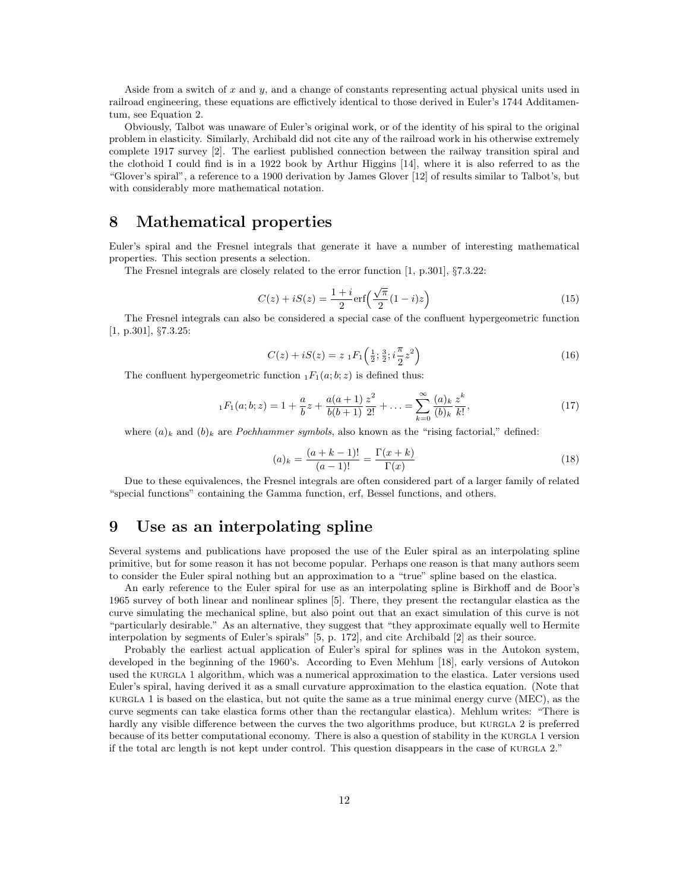Aside from a switch of $x$ and $y$, and a change of constants representing actual physical units used in railroad engineering, these equations are effictively identical to those derived in Euler's 1744 Additamentum, see Equation 2.

Obviously, Talbot was unaware of Euler's original work, or of the identity of his spiral to the original problem in elasticity. Similarly, Archibald did not cite any of the railroad work in his otherwise extremely complete 1917 survey [2]. The earliest published connection between the railway transition spiral and the clothoid I could find is in a 1922 book by Arthur Higgins [14], where it is also referred to as the "Glover's spiral", a reference to a 1900 derivation by James Glover [12] of results similar to Talbot's, but with considerably more mathematical notation.

# 8 Mathematical properties

Euler's spiral and the Fresnel integrals that generate it have a number of interesting mathematical properties. This section presents a selection.

The Fresnel integrals are closely related to the error function [1, p.301], §7.3.22:

$$C(z) + iS(z) = \frac{1+i}{2}\mathrm{erf}\Big(\frac{\sqrt{\pi}}{2}(1-i)z\Big) \tag{15}$$

The Fresnel integrals can also be considered a special case of the confluent hypergeometric function [1, p.301], §7.3.25:

$$C(z) + iS(z) = z\ {}_1F_1\Big(\tfrac{1}{2}; \tfrac{3}{2}; i\frac{\pi}{2}z^2\Big) \tag{16}$$

The confluent hypergeometric function ${}_1F_1(a;b;z)$ is defined thus:

$${}_1F_1(a;b;z) = 1 + \frac{a}{b}z + \frac{a(a+1)}{b(b+1)}\frac{z^2}{2!} + \ldots = \sum_{k=0}^{\infty}\frac{(a)_k}{(b)_k}\frac{z^k}{k!}, \tag{17}$$

where $(a)_k$ and $(b)_k$ are *Pochhammer symbols*, also known as the "rising factorial," defined:

$$(a)_k = \frac{(a+k-1)!}{(a-1)!} = \frac{\Gamma(x+k)}{\Gamma(x)} \tag{18}$$

Due to these equivalences, the Fresnel integrals are often considered part of a larger family of related "special functions" containing the Gamma function, erf, Bessel functions, and others.

# 9 Use as an interpolating spline

Several systems and publications have proposed the use of the Euler spiral as an interpolating spline primitive, but for some reason it has not become popular. Perhaps one reason is that many authors seem to consider the Euler spiral nothing but an approximation to a "true" spline based on the elastica.

An early reference to the Euler spiral for use as an interpolating spline is Birkhoff and de Boor's 1965 survey of both linear and nonlinear splines [5]. There, they present the rectangular elastica as the curve simulating the mechanical spline, but also point out that an exact simulation of this curve is not "particularly desirable." As an alternative, they suggest that "they approximate equally well to Hermite interpolation by segments of Euler's spirals" [5, p. 172], and cite Archibald [2] as their source.

Probably the earliest actual application of Euler's spiral for splines was in the Autokon system, developed in the beginning of the 1960's. According to Even Mehlum [18], early versions of Autokon used the KURGLA 1 algorithm, which was a numerical approximation to the elastica. Later versions used Euler's spiral, having derived it as a small curvature approximation to the elastica equation. (Note that KURGLA 1 is based on the elastica, but not quite the same as a true minimal energy curve (MEC), as the curve segments can take elastica forms other than the rectangular elastica). Mehlum writes: "There is hardly any visible difference between the curves the two algorithms produce, but KURGLA 2 is preferred because of its better computational economy. There is also a question of stability in the KURGLA 1 version if the total arc length is not kept under control. This question disappears in the case of KURGLA 2."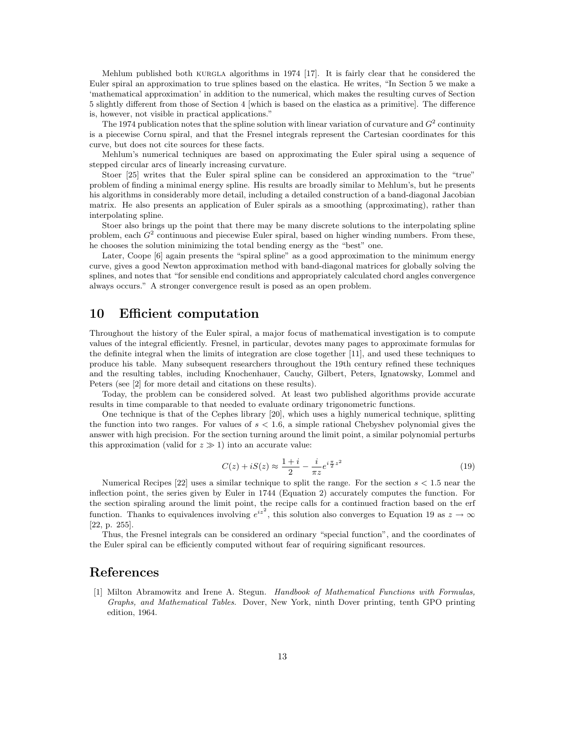Mehlum published both KURGLA algorithms in 1974 [17]. It is fairly clear that he considered the Euler spiral an approximation to true splines based on the elastica. He writes, "In Section 5 we make a 'mathematical approximation' in addition to the numerical, which makes the resulting curves of Section 5 slightly different from those of Section 4 [which is based on the elastica as a primitive]. The difference is, however, not visible in practical applications."

The 1974 publication notes that the spline solution with linear variation of curvature and $G^2$ continuity is a piecewise Cornu spiral, and that the Fresnel integrals represent the Cartesian coordinates for this curve, but does not cite sources for these facts.

Mehlum's numerical techniques are based on approximating the Euler spiral using a sequence of stepped circular arcs of linearly increasing curvature.

Stoer [25] writes that the Euler spiral spline can be considered an approximation to the "true" problem of finding a minimal energy spline. His results are broadly similar to Mehlum's, but he presents his algorithms in considerably more detail, including a detailed construction of a band-diagonal Jacobian matrix. He also presents an application of Euler spirals as a smoothing (approximating), rather than interpolating spline.

Stoer also brings up the point that there may be many discrete solutions to the interpolating spline problem, each $G^2$ continuous and piecewise Euler spiral, based on higher winding numbers. From these, he chooses the solution minimizing the total bending energy as the "best" one.

Later, Coope [6] again presents the "spiral spline" as a good approximation to the minimum energy curve, gives a good Newton approximation method with band-diagonal matrices for globally solving the splines, and notes that "for sensible end conditions and appropriately calculated chord angles convergence always occurs." A stronger convergence result is posed as an open problem.

# 10 Efficient computation

Throughout the history of the Euler spiral, a major focus of mathematical investigation is to compute values of the integral efficiently. Fresnel, in particular, devotes many pages to approximate formulas for the definite integral when the limits of integration are close together [11], and used these techniques to produce his table. Many subsequent researchers throughout the 19th century refined these techniques and the resulting tables, including Knochenhauer, Cauchy, Gilbert, Peters, Ignatowsky, Lommel and Peters (see [2] for more detail and citations on these results).

Today, the problem can be considered solved. At least two published algorithms provide accurate results in time comparable to that needed to evaluate ordinary trigonometric functions.

One technique is that of the Cephes library [20], which uses a highly numerical technique, splitting the function into two ranges. For values of $s < 1.6$, a simple rational Chebyshev polynomial gives the answer with high precision. For the section turning around the limit point, a similar polynomial perturbs this approximation (valid for $z \gg 1$) into an accurate value:

$$C(z) + iS(z) \approx \frac{1+i}{2} - \frac{i}{\pi z} e^{i\frac{\pi}{2}z^2} \tag{19}$$

Numerical Recipes [22] uses a similar technique to split the range. For the section $s < 1.5$ near the inflection point, the series given by Euler in 1744 (Equation 2) accurately computes the function. For the section spiraling around the limit point, the recipe calls for a continued fraction based on the erf function. Thanks to equivalences involving $e^{iz^2}$, this solution also converges to Equation 19 as $z \to \infty$ [22, p. 255].

Thus, the Fresnel integrals can be considered an ordinary "special function", and the coordinates of the Euler spiral can be efficiently computed without fear of requiring significant resources.

# References

[1] Milton Abramowitz and Irene A. Stegun. *Handbook of Mathematical Functions with Formulas, Graphs, and Mathematical Tables.* Dover, New York, ninth Dover printing, tenth GPO printing edition, 1964.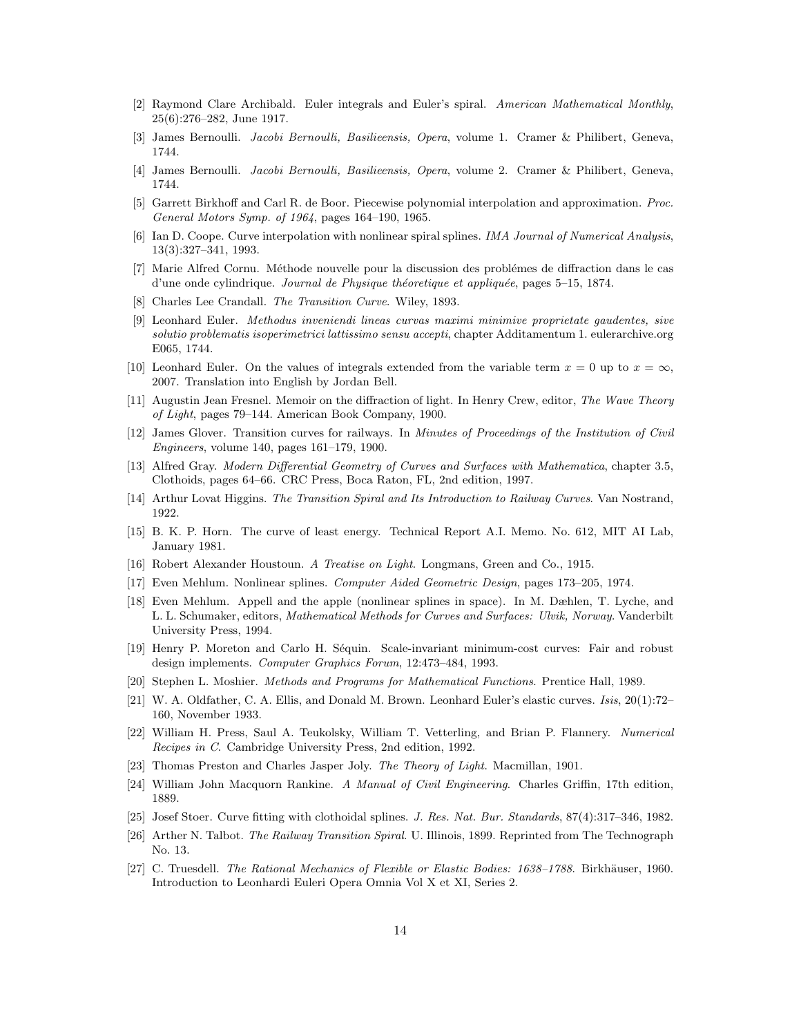[2] Raymond Clare Archibald. Euler integrals and Euler's spiral. *American Mathematical Monthly*, 25(6):276–282, June 1917.

[3] James Bernoulli. *Jacobi Bernoulli, Basilieensis, Opera*, volume 1. Cramer & Philibert, Geneva, 1744.

[4] James Bernoulli. *Jacobi Bernoulli, Basilieensis, Opera*, volume 2. Cramer & Philibert, Geneva, 1744.

[5] Garrett Birkhoff and Carl R. de Boor. Piecewise polynomial interpolation and approximation. *Proc. General Motors Symp. of 1964*, pages 164–190, 1965.

[6] Ian D. Coope. Curve interpolation with nonlinear spiral splines. *IMA Journal of Numerical Analysis*, 13(3):327–341, 1993.

[7] Marie Alfred Cornu. Méthode nouvelle pour la discussion des problémes de diffraction dans le cas d'une onde cylindrique. *Journal de Physique théoretique et appliquée*, pages 5–15, 1874.

[8] Charles Lee Crandall. *The Transition Curve*. Wiley, 1893.

[9] Leonhard Euler. *Methodus inveniendi lineas curvas maximi minimive proprietate gaudentes, sive solutio problematis isoperimetrici lattissimo sensu accepti*, chapter Additamentum 1. eulerarchive.org E065, 1744.

[10] Leonhard Euler. On the values of integrals extended from the variable term $x = 0$ up to $x = \infty$, 2007. Translation into English by Jordan Bell.

[11] Augustin Jean Fresnel. Memoir on the diffraction of light. In Henry Crew, editor, *The Wave Theory of Light*, pages 79–144. American Book Company, 1900.

[12] James Glover. Transition curves for railways. In *Minutes of Proceedings of the Institution of Civil Engineers*, volume 140, pages 161–179, 1900.

[13] Alfred Gray. *Modern Differential Geometry of Curves and Surfaces with Mathematica*, chapter 3.5, Clothoids, pages 64–66. CRC Press, Boca Raton, FL, 2nd edition, 1997.

[14] Arthur Lovat Higgins. *The Transition Spiral and Its Introduction to Railway Curves*. Van Nostrand, 1922.

[15] B. K. P. Horn. The curve of least energy. Technical Report A.I. Memo. No. 612, MIT AI Lab, January 1981.

[16] Robert Alexander Houstoun. *A Treatise on Light*. Longmans, Green and Co., 1915.

[17] Even Mehlum. Nonlinear splines. *Computer Aided Geometric Design*, pages 173–205, 1974.

[18] Even Mehlum. Appell and the apple (nonlinear splines in space). In M. Dæhlen, T. Lyche, and L. L. Schumaker, editors, *Mathematical Methods for Curves and Surfaces: Ulvik, Norway*. Vanderbilt University Press, 1994.

[19] Henry P. Moreton and Carlo H. Séquin. Scale-invariant minimum-cost curves: Fair and robust design implements. *Computer Graphics Forum*, 12:473–484, 1993.

[20] Stephen L. Moshier. *Methods and Programs for Mathematical Functions*. Prentice Hall, 1989.

[21] W. A. Oldfather, C. A. Ellis, and Donald M. Brown. Leonhard Euler's elastic curves. *Isis*, 20(1):72–160, November 1933.

[22] William H. Press, Saul A. Teukolsky, William T. Vetterling, and Brian P. Flannery. *Numerical Recipes in C*. Cambridge University Press, 2nd edition, 1992.

[23] Thomas Preston and Charles Jasper Joly. *The Theory of Light*. Macmillan, 1901.

[24] William John Macquorn Rankine. *A Manual of Civil Engineering*. Charles Griffin, 17th edition, 1889.

[25] Josef Stoer. Curve fitting with clothoidal splines. *J. Res. Nat. Bur. Standards*, 87(4):317–346, 1982.

[26] Arther N. Talbot. *The Railway Transition Spiral*. U. Illinois, 1899. Reprinted from The Technograph No. 13.

[27] C. Truesdell. *The Rational Mechanics of Flexible or Elastic Bodies: 1638–1788*. Birkhäuser, 1960. Introduction to Leonhardi Euleri Opera Omnia Vol X et XI, Series 2.